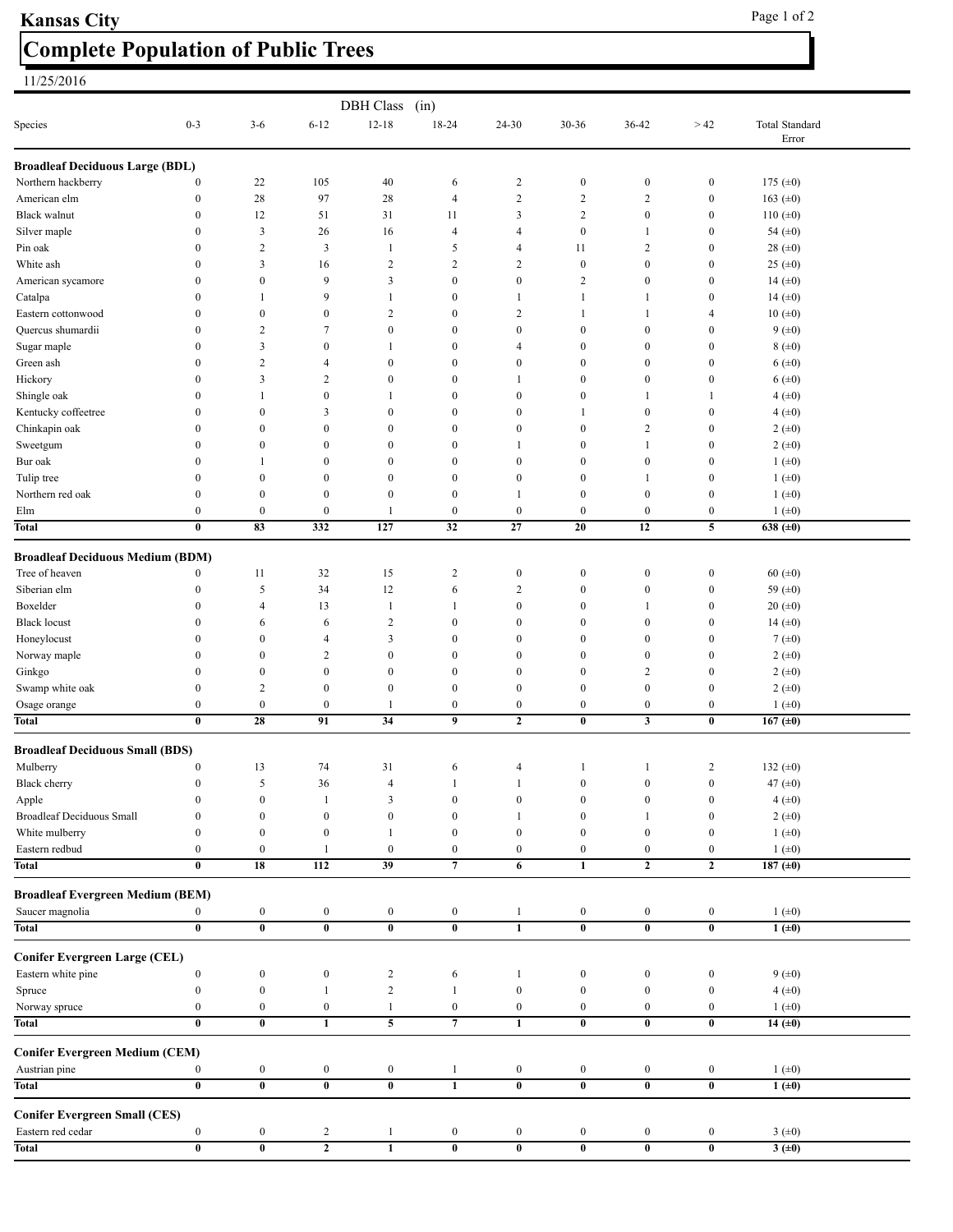# Kansas City

## Complete Population of Public Trees

11/25/2016

| Species | DBH Class (in) 0-3 | 3-6 | 6-12 | 12-18 | 18-24 | 24-30 | 30-36 | 36-42 | > 42 | Total Standard Error |
|---|---|---|---|---|---|---|---|---|---|---|
| **Broadleaf Deciduous Large (BDL)** | | | | | | | | | | |
| Northern hackberry | 0 | 22 | 105 | 40 | 6 | 2 | 0 | 0 | 0 | 175 (±0) |
| American elm | 0 | 28 | 97 | 28 | 4 | 2 | 2 | 2 | 0 | 163 (±0) |
| Black walnut | 0 | 12 | 51 | 31 | 11 | 3 | 2 | 0 | 0 | 110 (±0) |
| Silver maple | 0 | 3 | 26 | 16 | 4 | 4 | 0 | 1 | 0 | 54 (±0) |
| Pin oak | 0 | 2 | 3 | 1 | 5 | 4 | 11 | 2 | 0 | 28 (±0) |
| White ash | 0 | 3 | 16 | 2 | 2 | 2 | 0 | 0 | 0 | 25 (±0) |
| American sycamore | 0 | 0 | 9 | 3 | 0 | 0 | 2 | 0 | 0 | 14 (±0) |
| Catalpa | 0 | 1 | 9 | 1 | 0 | 1 | 1 | 1 | 0 | 14 (±0) |
| Eastern cottonwood | 0 | 0 | 0 | 2 | 0 | 2 | 1 | 1 | 4 | 10 (±0) |
| Quercus shumardii | 0 | 2 | 7 | 0 | 0 | 0 | 0 | 0 | 0 | 9 (±0) |
| Sugar maple | 0 | 3 | 0 | 1 | 0 | 4 | 0 | 0 | 0 | 8 (±0) |
| Green ash | 0 | 2 | 4 | 0 | 0 | 0 | 0 | 0 | 0 | 6 (±0) |
| Hickory | 0 | 3 | 2 | 0 | 0 | 1 | 0 | 0 | 0 | 6 (±0) |
| Shingle oak | 0 | 1 | 0 | 1 | 0 | 0 | 0 | 1 | 1 | 4 (±0) |
| Kentucky coffeetree | 0 | 0 | 3 | 0 | 0 | 0 | 1 | 0 | 0 | 4 (±0) |
| Chinkapin oak | 0 | 0 | 0 | 0 | 0 | 0 | 0 | 2 | 0 | 2 (±0) |
| Sweetgum | 0 | 0 | 0 | 0 | 0 | 1 | 0 | 1 | 0 | 2 (±0) |
| Bur oak | 0 | 1 | 0 | 0 | 0 | 0 | 0 | 0 | 0 | 1 (±0) |
| Tulip tree | 0 | 0 | 0 | 0 | 0 | 0 | 0 | 1 | 0 | 1 (±0) |
| Northern red oak | 0 | 0 | 0 | 0 | 0 | 1 | 0 | 0 | 0 | 1 (±0) |
| Elm | 0 | 0 | 0 | 1 | 0 | 0 | 0 | 0 | 0 | 1 (±0) |
| **Total** | **0** | **83** | **332** | **127** | **32** | **27** | **20** | **12** | **5** | **638 (±0)** |
| **Broadleaf Deciduous Medium (BDM)** | | | | | | | | | | |
| Tree of heaven | 0 | 11 | 32 | 15 | 2 | 0 | 0 | 0 | 0 | 60 (±0) |
| Siberian elm | 0 | 5 | 34 | 12 | 6 | 2 | 0 | 0 | 0 | 59 (±0) |
| Boxelder | 0 | 4 | 13 | 1 | 1 | 0 | 0 | 1 | 0 | 20 (±0) |
| Black locust | 0 | 6 | 6 | 2 | 0 | 0 | 0 | 0 | 0 | 14 (±0) |
| Honeylocust | 0 | 0 | 4 | 3 | 0 | 0 | 0 | 0 | 0 | 7 (±0) |
| Norway maple | 0 | 0 | 2 | 0 | 0 | 0 | 0 | 0 | 0 | 2 (±0) |
| Ginkgo | 0 | 0 | 0 | 0 | 0 | 0 | 0 | 2 | 0 | 2 (±0) |
| Swamp white oak | 0 | 2 | 0 | 0 | 0 | 0 | 0 | 0 | 0 | 2 (±0) |
| Osage orange | 0 | 0 | 0 | 1 | 0 | 0 | 0 | 0 | 0 | 1 (±0) |
| **Total** | **0** | **28** | **91** | **34** | **9** | **2** | **0** | **3** | **0** | **167 (±0)** |
| **Broadleaf Deciduous Small (BDS)** | | | | | | | | | | |
| Mulberry | 0 | 13 | 74 | 31 | 6 | 4 | 1 | 1 | 2 | 132 (±0) |
| Black cherry | 0 | 5 | 36 | 4 | 1 | 1 | 0 | 0 | 0 | 47 (±0) |
| Apple | 0 | 0 | 1 | 3 | 0 | 0 | 0 | 0 | 0 | 4 (±0) |
| Broadleaf Deciduous Small | 0 | 0 | 0 | 0 | 0 | 1 | 0 | 1 | 0 | 2 (±0) |
| White mulberry | 0 | 0 | 0 | 1 | 0 | 0 | 0 | 0 | 0 | 1 (±0) |
| Eastern redbud | 0 | 0 | 1 | 0 | 0 | 0 | 0 | 0 | 0 | 1 (±0) |
| **Total** | **0** | **18** | **112** | **39** | **7** | **6** | **1** | **2** | **2** | **187 (±0)** |
| **Broadleaf Evergreen Medium (BEM)** | | | | | | | | | | |
| Saucer magnolia | 0 | 0 | 0 | 0 | 0 | 1 | 0 | 0 | 0 | 1 (±0) |
| **Total** | **0** | **0** | **0** | **0** | **0** | **1** | **0** | **0** | **0** | **1 (±0)** |
| **Conifer Evergreen Large (CEL)** | | | | | | | | | | |
| Eastern white pine | 0 | 0 | 0 | 2 | 6 | 1 | 0 | 0 | 0 | 9 (±0) |
| Spruce | 0 | 0 | 1 | 2 | 1 | 0 | 0 | 0 | 0 | 4 (±0) |
| Norway spruce | 0 | 0 | 0 | 1 | 0 | 0 | 0 | 0 | 0 | 1 (±0) |
| **Total** | **0** | **0** | **1** | **5** | **7** | **1** | **0** | **0** | **0** | **14 (±0)** |
| **Conifer Evergreen Medium (CEM)** | | | | | | | | | | |
| Austrian pine | 0 | 0 | 0 | 0 | 1 | 0 | 0 | 0 | 0 | 1 (±0) |
| **Total** | **0** | **0** | **0** | **0** | **1** | **0** | **0** | **0** | **0** | **1 (±0)** |
| **Conifer Evergreen Small (CES)** | | | | | | | | | | |
| Eastern red cedar | 0 | 0 | 2 | 1 | 0 | 0 | 0 | 0 | 0 | 3 (±0) |
| **Total** | **0** | **0** | **2** | **1** | **0** | **0** | **0** | **0** | **0** | **3 (±0)** |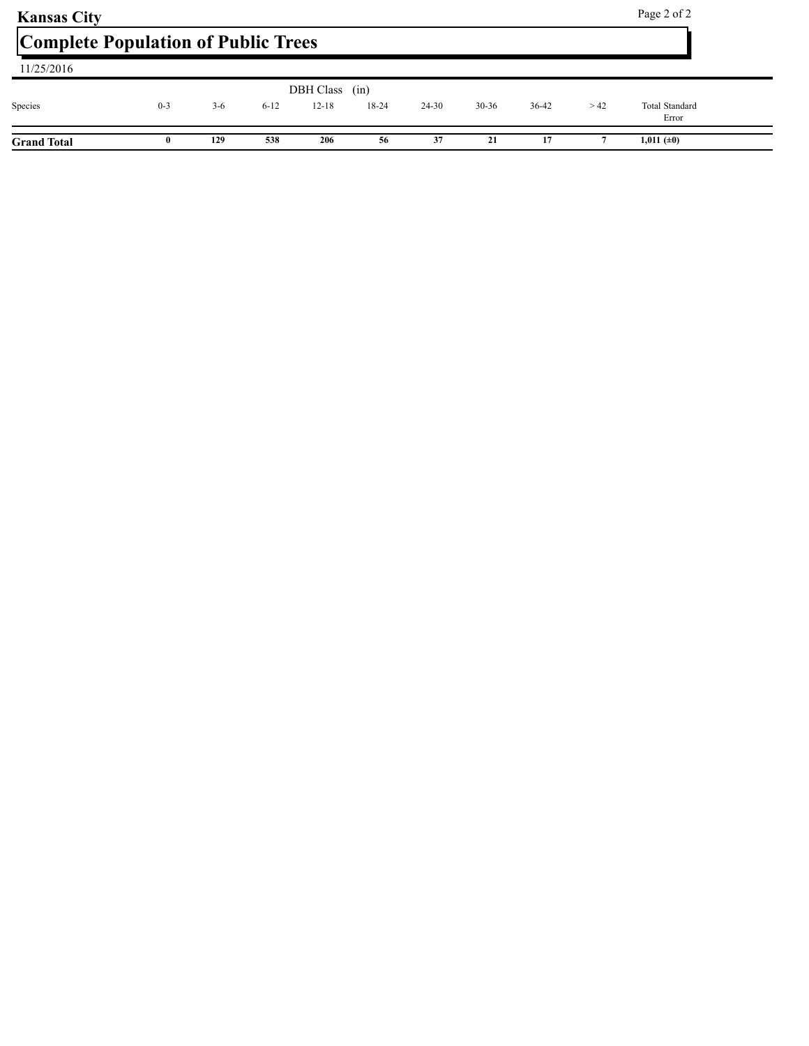# Kansas City

## Complete Population of Public Trees

11/25/2016

| Species | DBH Class (in) | | | | | | | | | |
|---|---|---|---|---|---|---|---|---|---|---|
| | 0-3 | 3-6 | 6-12 | 12-18 | 18-24 | 24-30 | 30-36 | 36-42 | > 42 | Total Standard Error |
| **Grand Total** | **0** | **129** | **538** | **206** | **56** | **37** | **21** | **17** | **7** | **1,011 (±0)** |